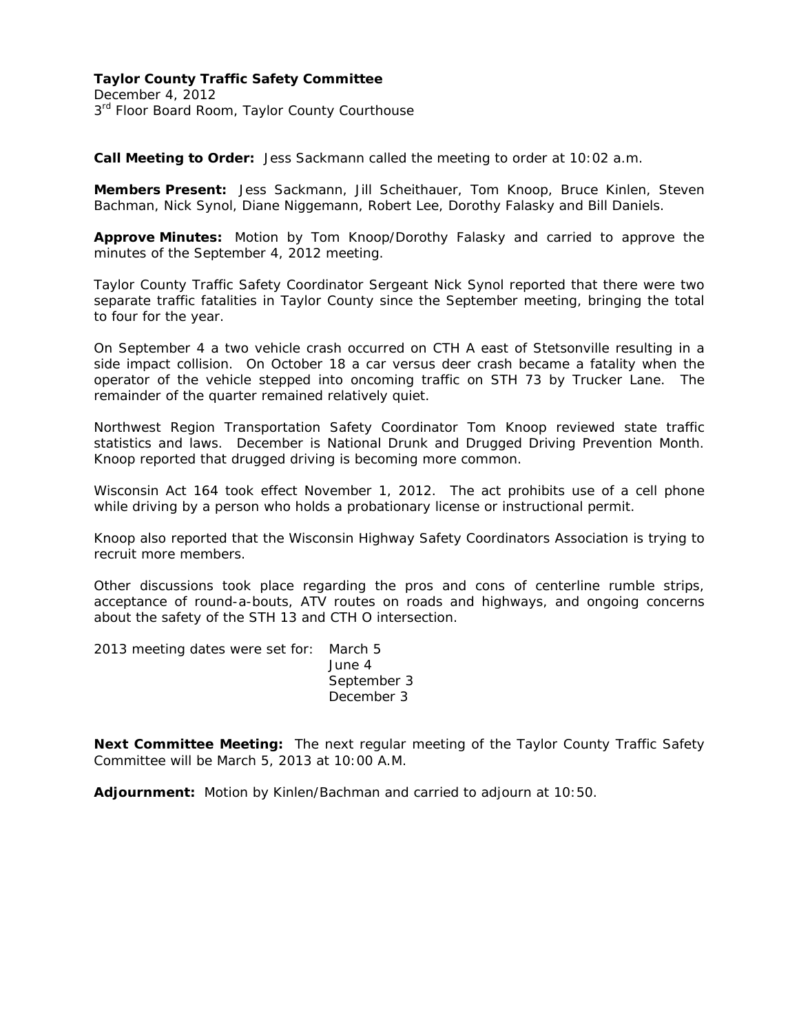**Taylor County Traffic Safety Committee**
December 4, 2012
3rd Floor Board Room, Taylor County Courthouse

**Call Meeting to Order:** Jess Sackmann called the meeting to order at 10:02 a.m.

**Members Present:** Jess Sackmann, Jill Scheithauer, Tom Knoop, Bruce Kinlen, Steven Bachman, Nick Synol, Diane Niggemann, Robert Lee, Dorothy Falasky and Bill Daniels.

**Approve Minutes:** Motion by Tom Knoop/Dorothy Falasky and carried to approve the minutes of the September 4, 2012 meeting.

Taylor County Traffic Safety Coordinator Sergeant Nick Synol reported that there were two separate traffic fatalities in Taylor County since the September meeting, bringing the total to four for the year.

On September 4 a two vehicle crash occurred on CTH A east of Stetsonville resulting in a side impact collision. On October 18 a car versus deer crash became a fatality when the operator of the vehicle stepped into oncoming traffic on STH 73 by Trucker Lane. The remainder of the quarter remained relatively quiet.

Northwest Region Transportation Safety Coordinator Tom Knoop reviewed state traffic statistics and laws. December is National Drunk and Drugged Driving Prevention Month. Knoop reported that drugged driving is becoming more common.

Wisconsin Act 164 took effect November 1, 2012. The act prohibits use of a cell phone while driving by a person who holds a probationary license or instructional permit.

Knoop also reported that the Wisconsin Highway Safety Coordinators Association is trying to recruit more members.

Other discussions took place regarding the pros and cons of centerline rumble strips, acceptance of round-a-bouts, ATV routes on roads and highways, and ongoing concerns about the safety of the STH 13 and CTH O intersection.

2013 meeting dates were set for: March 5
June 4
September 3
December 3

**Next Committee Meeting:** The next regular meeting of the Taylor County Traffic Safety Committee will be March 5, 2013 at 10:00 A.M.

**Adjournment:** Motion by Kinlen/Bachman and carried to adjourn at 10:50.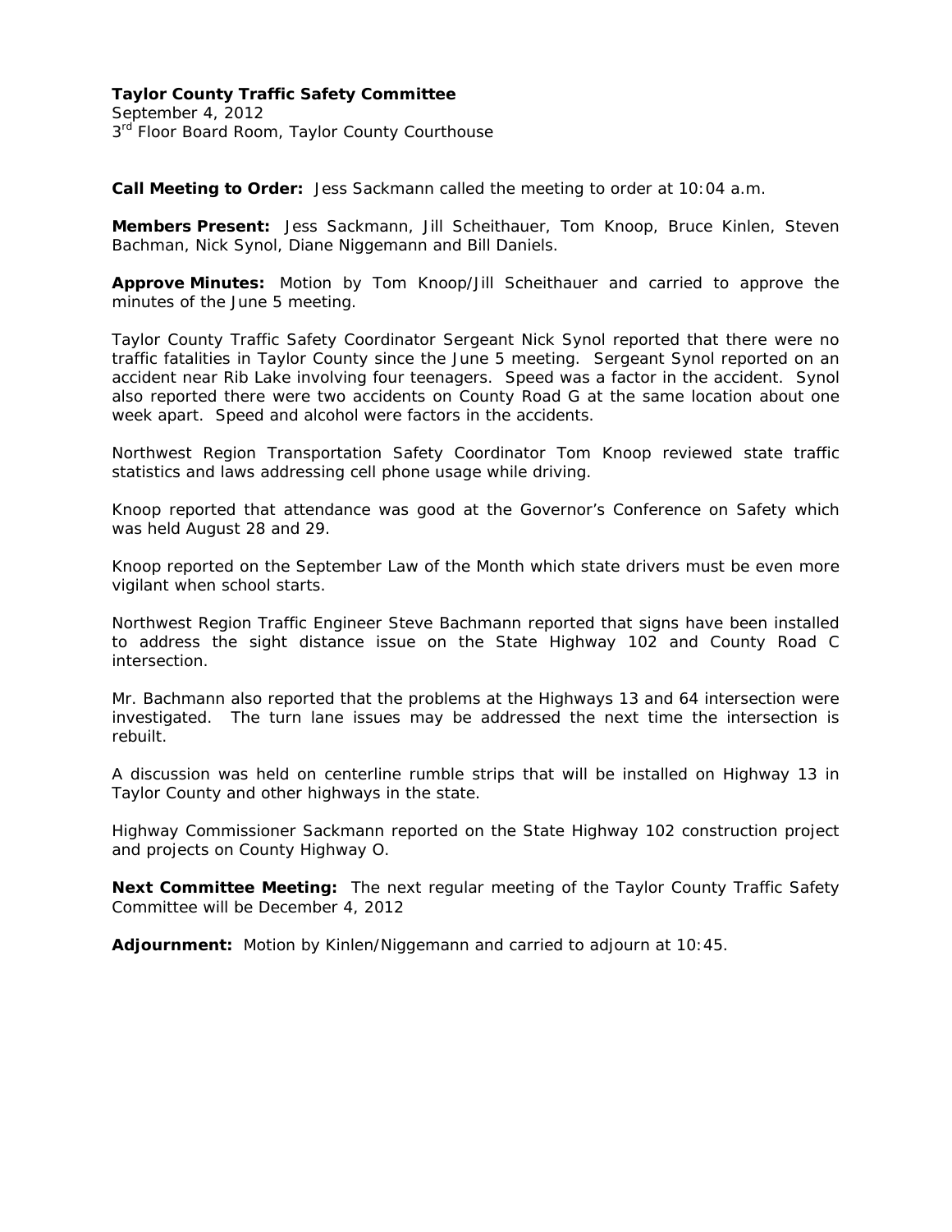**Taylor County Traffic Safety Committee**
September 4, 2012
3rd Floor Board Room, Taylor County Courthouse

**Call Meeting to Order:** Jess Sackmann called the meeting to order at 10:04 a.m.

**Members Present:** Jess Sackmann, Jill Scheithauer, Tom Knoop, Bruce Kinlen, Steven Bachman, Nick Synol, Diane Niggemann and Bill Daniels.

**Approve Minutes:** Motion by Tom Knoop/Jill Scheithauer and carried to approve the minutes of the June 5 meeting.

Taylor County Traffic Safety Coordinator Sergeant Nick Synol reported that there were no traffic fatalities in Taylor County since the June 5 meeting. Sergeant Synol reported on an accident near Rib Lake involving four teenagers. Speed was a factor in the accident. Synol also reported there were two accidents on County Road G at the same location about one week apart. Speed and alcohol were factors in the accidents.

Northwest Region Transportation Safety Coordinator Tom Knoop reviewed state traffic statistics and laws addressing cell phone usage while driving.

Knoop reported that attendance was good at the Governor's Conference on Safety which was held August 28 and 29.

Knoop reported on the September Law of the Month which state drivers must be even more vigilant when school starts.

Northwest Region Traffic Engineer Steve Bachmann reported that signs have been installed to address the sight distance issue on the State Highway 102 and County Road C intersection.

Mr. Bachmann also reported that the problems at the Highways 13 and 64 intersection were investigated. The turn lane issues may be addressed the next time the intersection is rebuilt.

A discussion was held on centerline rumble strips that will be installed on Highway 13 in Taylor County and other highways in the state.

Highway Commissioner Sackmann reported on the State Highway 102 construction project and projects on County Highway O.

**Next Committee Meeting:** The next regular meeting of the Taylor County Traffic Safety Committee will be December 4, 2012

**Adjournment:** Motion by Kinlen/Niggemann and carried to adjourn at 10:45.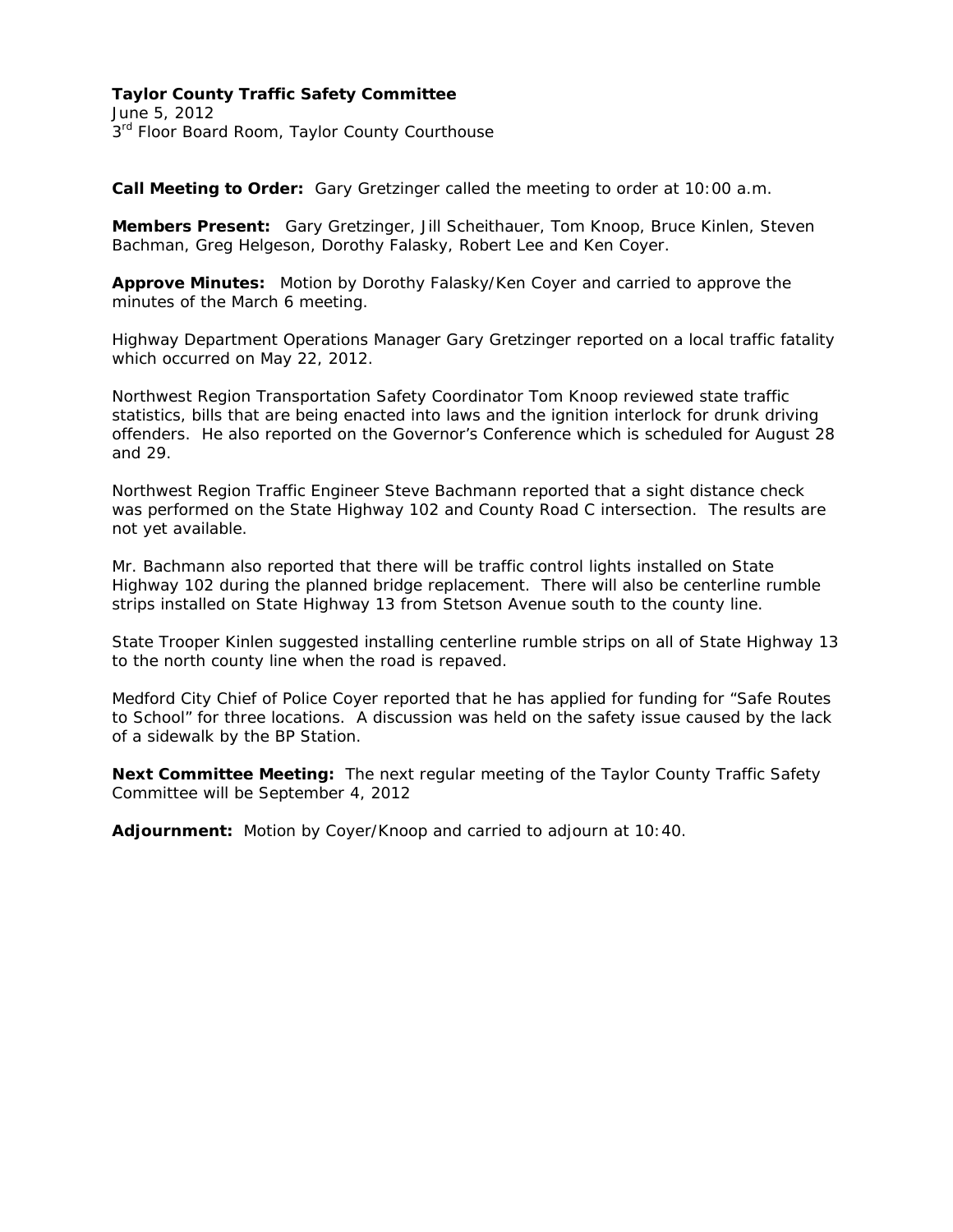**Taylor County Traffic Safety Committee**
June 5, 2012
3rd Floor Board Room, Taylor County Courthouse

**Call Meeting to Order:** Gary Gretzinger called the meeting to order at 10:00 a.m.

**Members Present:** Gary Gretzinger, Jill Scheithauer, Tom Knoop, Bruce Kinlen, Steven Bachman, Greg Helgeson, Dorothy Falasky, Robert Lee and Ken Coyer.

**Approve Minutes:** Motion by Dorothy Falasky/Ken Coyer and carried to approve the minutes of the March 6 meeting.

Highway Department Operations Manager Gary Gretzinger reported on a local traffic fatality which occurred on May 22, 2012.

Northwest Region Transportation Safety Coordinator Tom Knoop reviewed state traffic statistics, bills that are being enacted into laws and the ignition interlock for drunk driving offenders. He also reported on the Governor's Conference which is scheduled for August 28 and 29.

Northwest Region Traffic Engineer Steve Bachmann reported that a sight distance check was performed on the State Highway 102 and County Road C intersection. The results are not yet available.

Mr. Bachmann also reported that there will be traffic control lights installed on State Highway 102 during the planned bridge replacement. There will also be centerline rumble strips installed on State Highway 13 from Stetson Avenue south to the county line.

State Trooper Kinlen suggested installing centerline rumble strips on all of State Highway 13 to the north county line when the road is repaved.

Medford City Chief of Police Coyer reported that he has applied for funding for "Safe Routes to School" for three locations. A discussion was held on the safety issue caused by the lack of a sidewalk by the BP Station.

**Next Committee Meeting:** The next regular meeting of the Taylor County Traffic Safety Committee will be September 4, 2012

**Adjournment:** Motion by Coyer/Knoop and carried to adjourn at 10:40.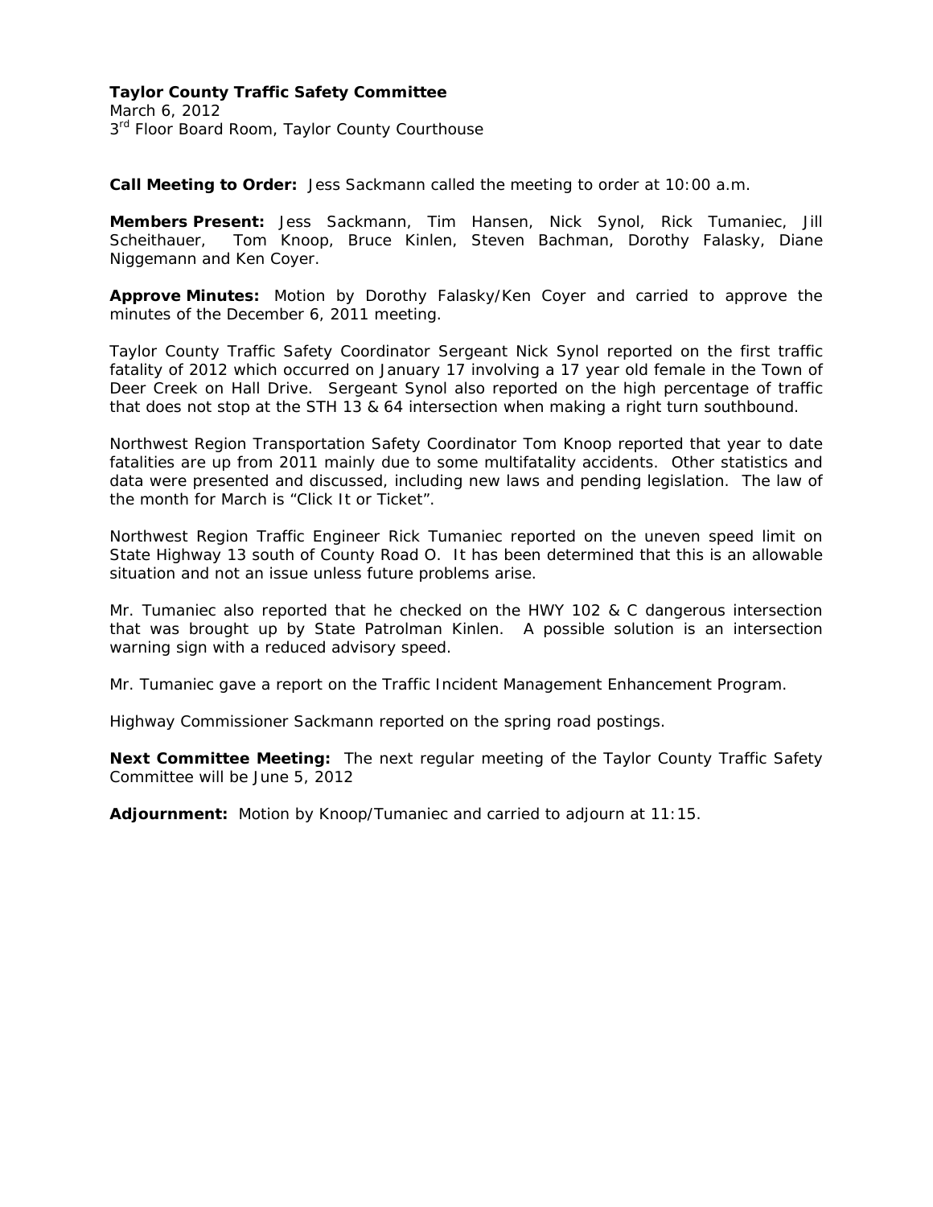**Taylor County Traffic Safety Committee**
March 6, 2012
3rd Floor Board Room, Taylor County Courthouse

**Call Meeting to Order:** Jess Sackmann called the meeting to order at 10:00 a.m.

**Members Present:** Jess Sackmann, Tim Hansen, Nick Synol, Rick Tumaniec, Jill Scheithauer, Tom Knoop, Bruce Kinlen, Steven Bachman, Dorothy Falasky, Diane Niggemann and Ken Coyer.

**Approve Minutes:** Motion by Dorothy Falasky/Ken Coyer and carried to approve the minutes of the December 6, 2011 meeting.

Taylor County Traffic Safety Coordinator Sergeant Nick Synol reported on the first traffic fatality of 2012 which occurred on January 17 involving a 17 year old female in the Town of Deer Creek on Hall Drive. Sergeant Synol also reported on the high percentage of traffic that does not stop at the STH 13 & 64 intersection when making a right turn southbound.

Northwest Region Transportation Safety Coordinator Tom Knoop reported that year to date fatalities are up from 2011 mainly due to some multifatality accidents. Other statistics and data were presented and discussed, including new laws and pending legislation. The law of the month for March is "Click It or Ticket".

Northwest Region Traffic Engineer Rick Tumaniec reported on the uneven speed limit on State Highway 13 south of County Road O. It has been determined that this is an allowable situation and not an issue unless future problems arise.

Mr. Tumaniec also reported that he checked on the HWY 102 & C dangerous intersection that was brought up by State Patrolman Kinlen. A possible solution is an intersection warning sign with a reduced advisory speed.

Mr. Tumaniec gave a report on the Traffic Incident Management Enhancement Program.

Highway Commissioner Sackmann reported on the spring road postings.

**Next Committee Meeting:** The next regular meeting of the Taylor County Traffic Safety Committee will be June 5, 2012

**Adjournment:** Motion by Knoop/Tumaniec and carried to adjourn at 11:15.